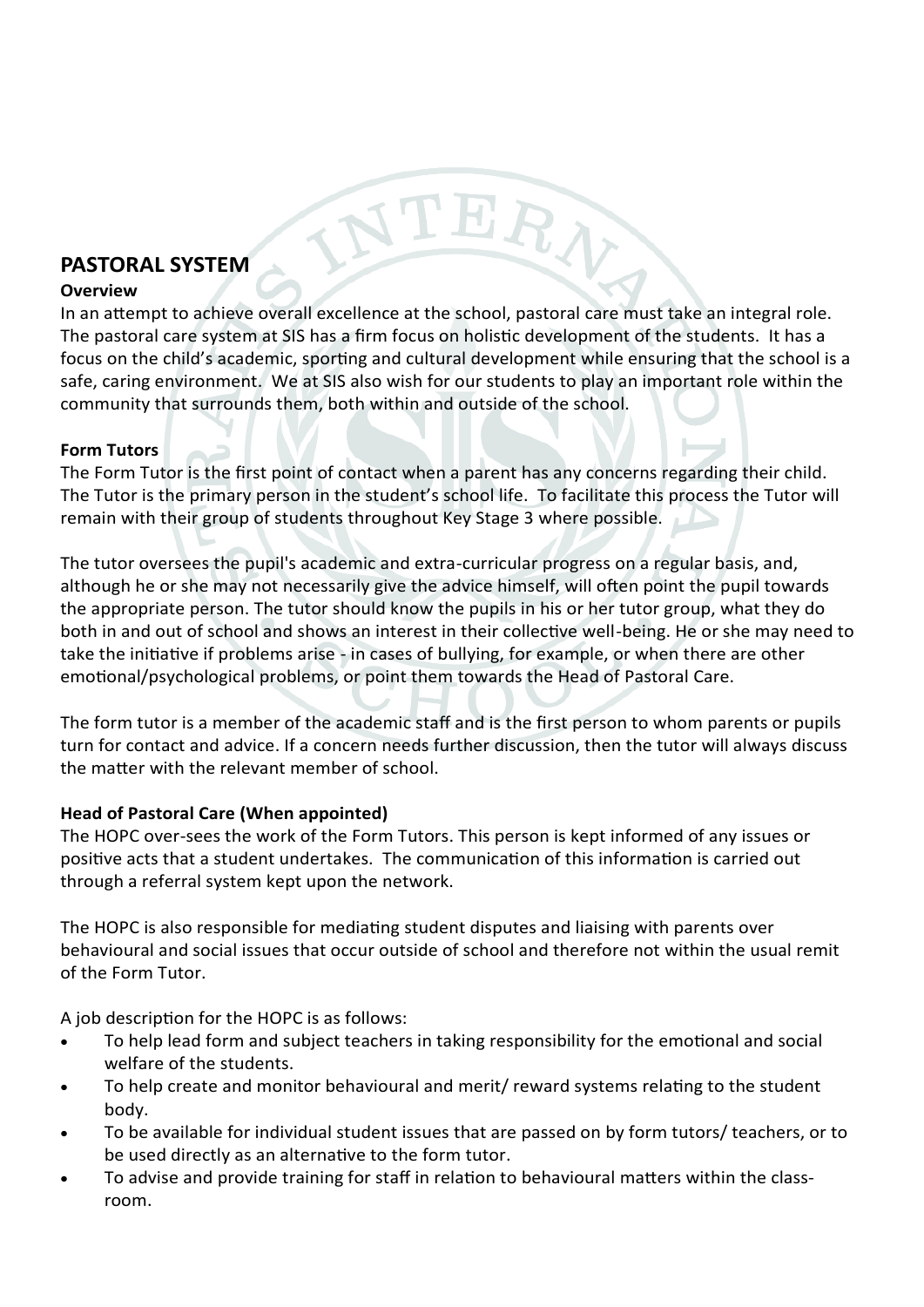## PASTORAL SYSTEM

### Overview

In an attempt to achieve overall excellence at the school, pastoral care must take an integral role. The pastoral care system at SIS has a firm focus on holistic development of the students. It has a focus on the child's academic, sporting and cultural development while ensuring that the school is a safe, caring environment. We at SIS also wish for our students to play an important role within the community that surrounds them, both within and outside of the school.

### Form Tutors

The Form Tutor is the first point of contact when a parent has any concerns regarding their child. The Tutor is the primary person in the student's school life. To facilitate this process the Tutor will remain with their group of students throughout Key Stage 3 where possible.

The tutor oversees the pupil's academic and extra-curricular progress on a regular basis, and, although he or she may not necessarily give the advice himself, will often point the pupil towards the appropriate person. The tutor should know the pupils in his or her tutor group, what they do both in and out of school and shows an interest in their collective well-being. He or she may need to take the initiative if problems arise - in cases of bullying, for example, or when there are other emotional/psychological problems, or point them towards the Head of Pastoral Care.

The form tutor is a member of the academic staff and is the first person to whom parents or pupils turn for contact and advice. If a concern needs further discussion, then the tutor will always discuss the matter with the relevant member of school.

### Head of Pastoral Care (When appointed)

The HOPC over-sees the work of the Form Tutors. This person is kept informed of any issues or positive acts that a student undertakes. The communication of this information is carried out through a referral system kept upon the network.

The HOPC is also responsible for mediating student disputes and liaising with parents over behavioural and social issues that occur outside of school and therefore not within the usual remit of the Form Tutor.

A job description for the HOPC is as follows:

- To help lead form and subject teachers in taking responsibility for the emotional and social welfare of the students.
- To help create and monitor behavioural and merit/ reward systems relating to the student body.
- To be available for individual student issues that are passed on by form tutors/ teachers, or to be used directly as an alternative to the form tutor.
- To advise and provide training for staff in relation to behavioural matters within the class-room.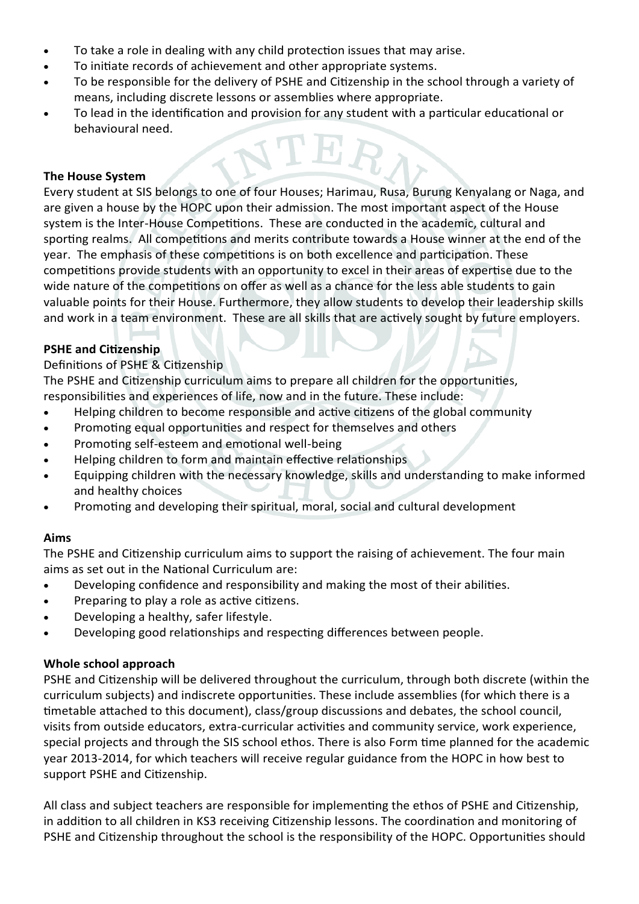- To take a role in dealing with any child protection issues that may arise.
- To initiate records of achievement and other appropriate systems.
- To be responsible for the delivery of PSHE and Citizenship in the school through a variety of means, including discrete lessons or assemblies where appropriate.
- To lead in the identification and provision for any student with a particular educational or behavioural need.

**The House System**

Every student at SIS belongs to one of four Houses; Harimau, Rusa, Burung Kenyalang or Naga, and are given a house by the HOPC upon their admission. The most important aspect of the House system is the Inter-House Competitions. These are conducted in the academic, cultural and sporting realms. All competitions and merits contribute towards a House winner at the end of the year. The emphasis of these competitions is on both excellence and participation. These competitions provide students with an opportunity to excel in their areas of expertise due to the wide nature of the competitions on offer as well as a chance for the less able students to gain valuable points for their House. Furthermore, they allow students to develop their leadership skills and work in a team environment. These are all skills that are actively sought by future employers.

**PSHE and Citizenship**

Definitions of PSHE & Citizenship

The PSHE and Citizenship curriculum aims to prepare all children for the opportunities, responsibilities and experiences of life, now and in the future. These include:

- Helping children to become responsible and active citizens of the global community
- Promoting equal opportunities and respect for themselves and others
- Promoting self-esteem and emotional well-being
- Helping children to form and maintain effective relationships
- Equipping children with the necessary knowledge, skills and understanding to make informed and healthy choices
- Promoting and developing their spiritual, moral, social and cultural development

**Aims**

The PSHE and Citizenship curriculum aims to support the raising of achievement. The four main aims as set out in the National Curriculum are:

- Developing confidence and responsibility and making the most of their abilities.
- Preparing to play a role as active citizens.
- Developing a healthy, safer lifestyle.
- Developing good relationships and respecting differences between people.

**Whole school approach**

PSHE and Citizenship will be delivered throughout the curriculum, through both discrete (within the curriculum subjects) and indiscrete opportunities. These include assemblies (for which there is a timetable attached to this document), class/group discussions and debates, the school council, visits from outside educators, extra-curricular activities and community service, work experience, special projects and through the SIS school ethos. There is also Form time planned for the academic year 2013-2014, for which teachers will receive regular guidance from the HOPC in how best to support PSHE and Citizenship.

All class and subject teachers are responsible for implementing the ethos of PSHE and Citizenship, in addition to all children in KS3 receiving Citizenship lessons. The coordination and monitoring of PSHE and Citizenship throughout the school is the responsibility of the HOPC. Opportunities should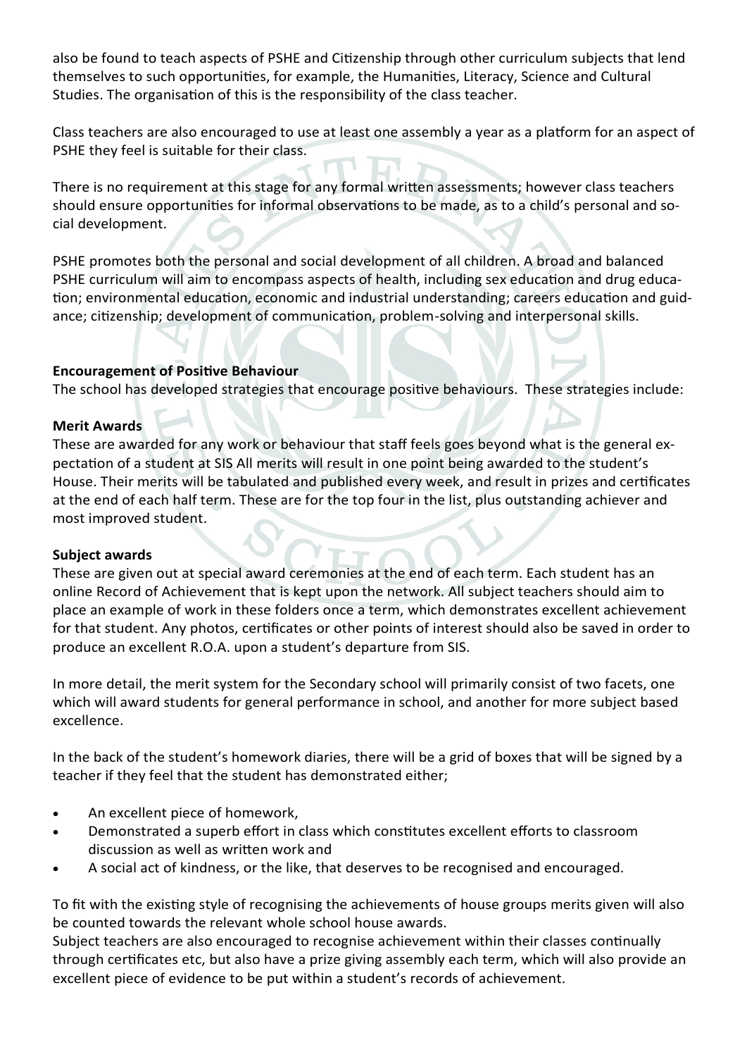also be found to teach aspects of PSHE and Citizenship through other curriculum subjects that lend themselves to such opportunities, for example, the Humanities, Literacy, Science and Cultural Studies. The organisation of this is the responsibility of the class teacher.

Class teachers are also encouraged to use at least one assembly a year as a platform for an aspect of PSHE they feel is suitable for their class.

There is no requirement at this stage for any formal written assessments; however class teachers should ensure opportunities for informal observations to be made, as to a child's personal and social development.

PSHE promotes both the personal and social development of all children. A broad and balanced PSHE curriculum will aim to encompass aspects of health, including sex education and drug education; environmental education, economic and industrial understanding; careers education and guidance; citizenship; development of communication, problem-solving and interpersonal skills.

**Encouragement of Positive Behaviour**

The school has developed strategies that encourage positive behaviours. These strategies include:

**Merit Awards**

These are awarded for any work or behaviour that staff feels goes beyond what is the general expectation of a student at SIS All merits will result in one point being awarded to the student's House. Their merits will be tabulated and published every week, and result in prizes and certificates at the end of each half term. These are for the top four in the list, plus outstanding achiever and most improved student.

**Subject awards**

These are given out at special award ceremonies at the end of each term. Each student has an online Record of Achievement that is kept upon the network. All subject teachers should aim to place an example of work in these folders once a term, which demonstrates excellent achievement for that student. Any photos, certificates or other points of interest should also be saved in order to produce an excellent R.O.A. upon a student's departure from SIS.

In more detail, the merit system for the Secondary school will primarily consist of two facets, one which will award students for general performance in school, and another for more subject based excellence.

In the back of the student's homework diaries, there will be a grid of boxes that will be signed by a teacher if they feel that the student has demonstrated either;

- An excellent piece of homework,
- Demonstrated a superb effort in class which constitutes excellent efforts to classroom discussion as well as written work and
- A social act of kindness, or the like, that deserves to be recognised and encouraged.

To fit with the existing style of recognising the achievements of house groups merits given will also be counted towards the relevant whole school house awards.

Subject teachers are also encouraged to recognise achievement within their classes continually through certificates etc, but also have a prize giving assembly each term, which will also provide an excellent piece of evidence to be put within a student's records of achievement.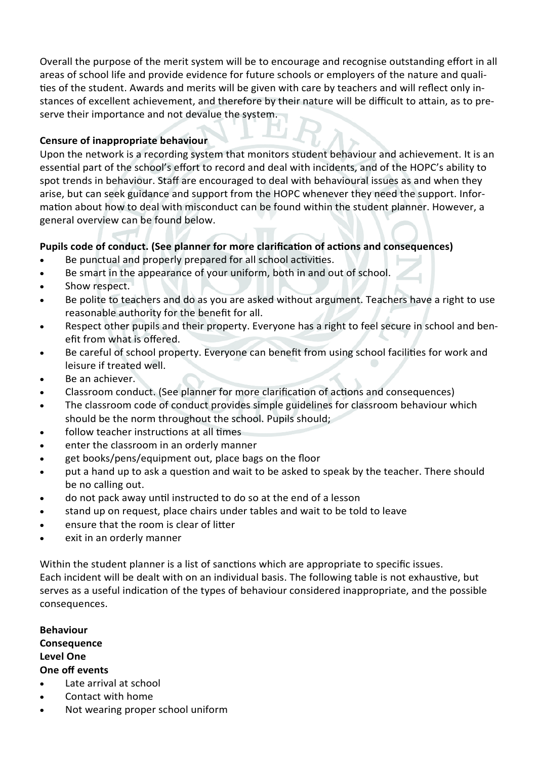Overall the purpose of the merit system will be to encourage and recognise outstanding effort in all areas of school life and provide evidence for future schools or employers of the nature and qualities of the student. Awards and merits will be given with care by teachers and will reflect only instances of excellent achievement, and therefore by their nature will be difficult to attain, as to preserve their importance and not devalue the system.

**Censure of inappropriate behaviour**

Upon the network is a recording system that monitors student behaviour and achievement. It is an essential part of the school's effort to record and deal with incidents, and of the HOPC's ability to spot trends in behaviour. Staff are encouraged to deal with behavioural issues as and when they arise, but can seek guidance and support from the HOPC whenever they need the support. Information about how to deal with misconduct can be found within the student planner. However, a general overview can be found below.

**Pupils code of conduct. (See planner for more clarification of actions and consequences)**

- Be punctual and properly prepared for all school activities.
- Be smart in the appearance of your uniform, both in and out of school.
- Show respect.
- Be polite to teachers and do as you are asked without argument. Teachers have a right to use reasonable authority for the benefit for all.
- Respect other pupils and their property. Everyone has a right to feel secure in school and benefit from what is offered.
- Be careful of school property. Everyone can benefit from using school facilities for work and leisure if treated well.
- Be an achiever.
- Classroom conduct. (See planner for more clarification of actions and consequences)
- The classroom code of conduct provides simple guidelines for classroom behaviour which should be the norm throughout the school. Pupils should;
- follow teacher instructions at all times
- enter the classroom in an orderly manner
- get books/pens/equipment out, place bags on the floor
- put a hand up to ask a question and wait to be asked to speak by the teacher. There should be no calling out.
- do not pack away until instructed to do so at the end of a lesson
- stand up on request, place chairs under tables and wait to be told to leave
- ensure that the room is clear of litter
- exit in an orderly manner

Within the student planner is a list of sanctions which are appropriate to specific issues.
Each incident will be dealt with on an individual basis. The following table is not exhaustive, but serves as a useful indication of the types of behaviour considered inappropriate, and the possible consequences.

**Behaviour**
**Consequence**
**Level One**
**One off events**

- Late arrival at school
- Contact with home
- Not wearing proper school uniform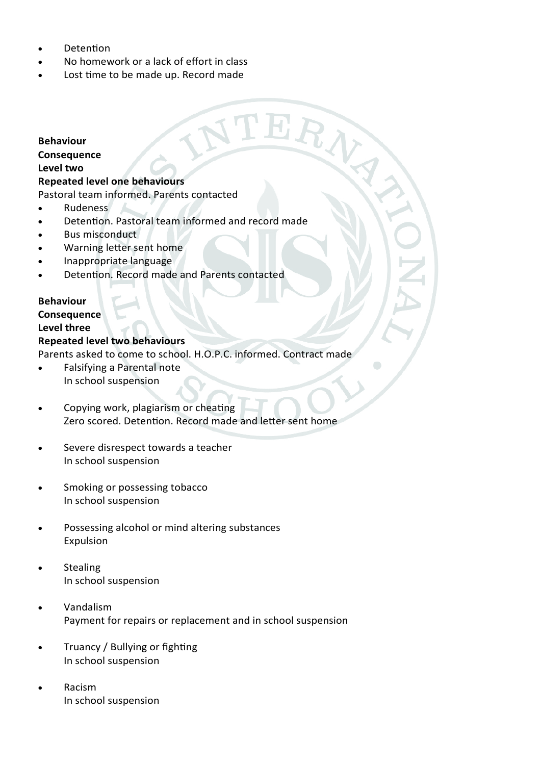- Detention
- No homework or a lack of effort in class
- Lost time to be made up. Record made

**Behaviour**
**Consequence**
**Level two**
**Repeated level one behaviours**
Pastoral team informed. Parents contacted

- Rudeness
- Detention. Pastoral team informed and record made
- Bus misconduct
- Warning letter sent home
- Inappropriate language
- Detention. Record made and Parents contacted

**Behaviour**
**Consequence**
**Level three**
**Repeated level two behaviours**
Parents asked to come to school. H.O.P.C. informed. Contract made

- Falsifying a Parental note
  In school suspension

- Copying work, plagiarism or cheating
  Zero scored. Detention. Record made and letter sent home

- Severe disrespect towards a teacher
  In school suspension

- Smoking or possessing tobacco
  In school suspension

- Possessing alcohol or mind altering substances
  Expulsion

- Stealing
  In school suspension

- Vandalism
  Payment for repairs or replacement and in school suspension

- Truancy / Bullying or fighting
  In school suspension

- Racism
  In school suspension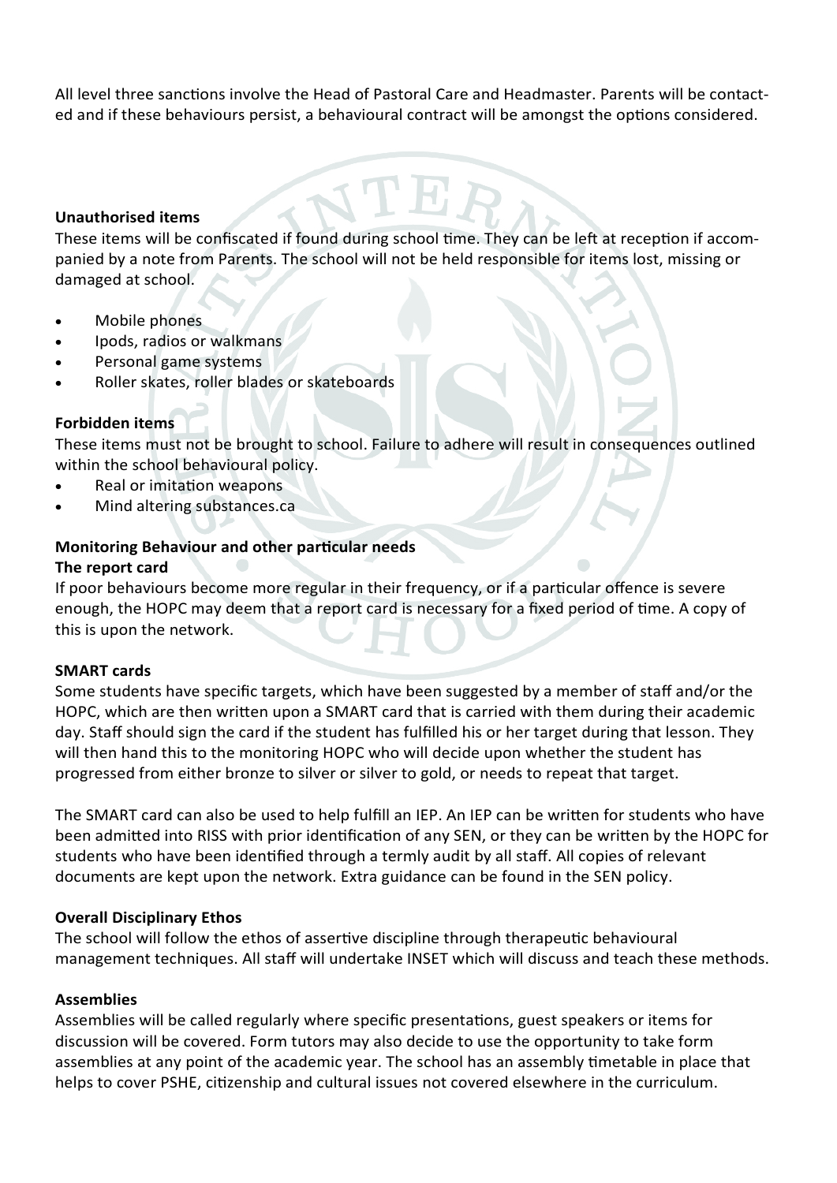All level three sanctions involve the Head of Pastoral Care and Headmaster. Parents will be contacted and if these behaviours persist, a behavioural contract will be amongst the options considered.

**Unauthorised items**

These items will be confiscated if found during school time. They can be left at reception if accompanied by a note from Parents. The school will not be held responsible for items lost, missing or damaged at school.

- Mobile phones
- Ipods, radios or walkmans
- Personal game systems
- Roller skates, roller blades or skateboards

**Forbidden items**

These items must not be brought to school. Failure to adhere will result in consequences outlined within the school behavioural policy.

- Real or imitation weapons
- Mind altering substances.ca

**Monitoring Behaviour and other particular needs**

**The report card**

If poor behaviours become more regular in their frequency, or if a particular offence is severe enough, the HOPC may deem that a report card is necessary for a fixed period of time. A copy of this is upon the network.

**SMART cards**

Some students have specific targets, which have been suggested by a member of staff and/or the HOPC, which are then written upon a SMART card that is carried with them during their academic day. Staff should sign the card if the student has fulfilled his or her target during that lesson. They will then hand this to the monitoring HOPC who will decide upon whether the student has progressed from either bronze to silver or silver to gold, or needs to repeat that target.

The SMART card can also be used to help fulfill an IEP. An IEP can be written for students who have been admitted into RISS with prior identification of any SEN, or they can be written by the HOPC for students who have been identified through a termly audit by all staff. All copies of relevant documents are kept upon the network. Extra guidance can be found in the SEN policy.

**Overall Disciplinary Ethos**

The school will follow the ethos of assertive discipline through therapeutic behavioural management techniques. All staff will undertake INSET which will discuss and teach these methods.

**Assemblies**

Assemblies will be called regularly where specific presentations, guest speakers or items for discussion will be covered. Form tutors may also decide to use the opportunity to take form assemblies at any point of the academic year. The school has an assembly timetable in place that helps to cover PSHE, citizenship and cultural issues not covered elsewhere in the curriculum.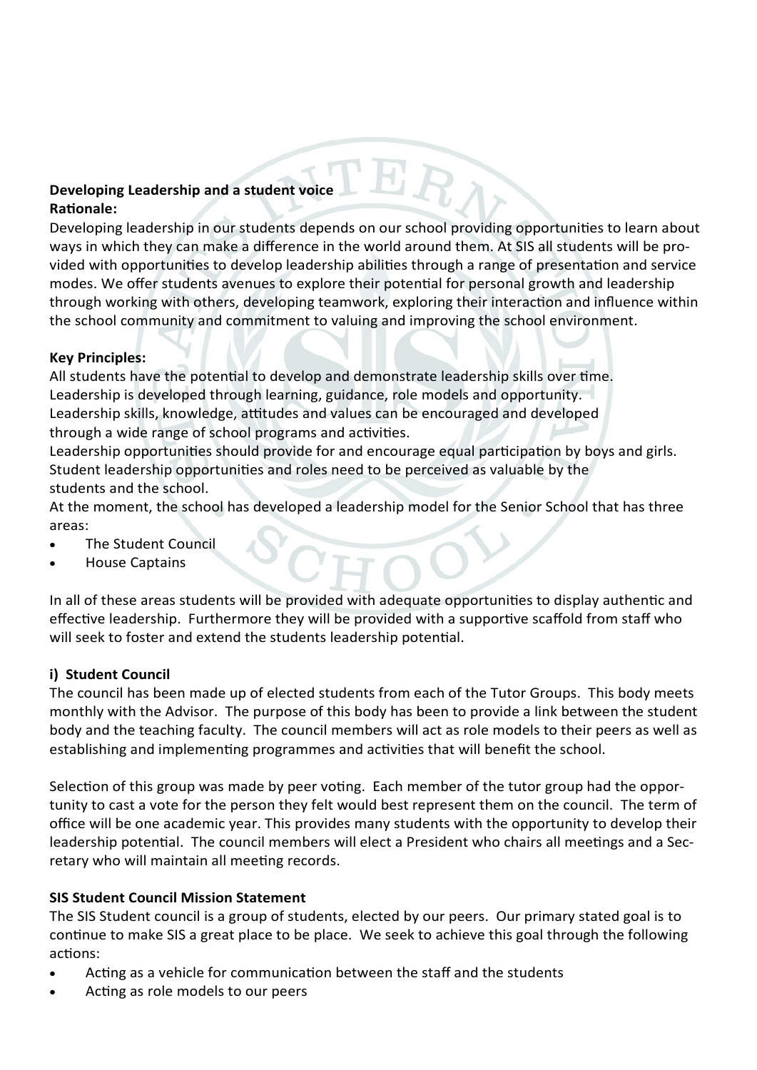**Developing Leadership and a student voice**

**Rationale:**

Developing leadership in our students depends on our school providing opportunities to learn about ways in which they can make a difference in the world around them. At SIS all students will be provided with opportunities to develop leadership abilities through a range of presentation and service modes. We offer students avenues to explore their potential for personal growth and leadership through working with others, developing teamwork, exploring their interaction and influence within the school community and commitment to valuing and improving the school environment.

**Key Principles:**

All students have the potential to develop and demonstrate leadership skills over time.
Leadership is developed through learning, guidance, role models and opportunity.
Leadership skills, knowledge, attitudes and values can be encouraged and developed through a wide range of school programs and activities.
Leadership opportunities should provide for and encourage equal participation by boys and girls.
Student leadership opportunities and roles need to be perceived as valuable by the students and the school.
At the moment, the school has developed a leadership model for the Senior School that has three areas:

- The Student Council
- House Captains

In all of these areas students will be provided with adequate opportunities to display authentic and effective leadership. Furthermore they will be provided with a supportive scaffold from staff who will seek to foster and extend the students leadership potential.

**i) Student Council**

The council has been made up of elected students from each of the Tutor Groups. This body meets monthly with the Advisor. The purpose of this body has been to provide a link between the student body and the teaching faculty. The council members will act as role models to their peers as well as establishing and implementing programmes and activities that will benefit the school.

Selection of this group was made by peer voting. Each member of the tutor group had the opportunity to cast a vote for the person they felt would best represent them on the council. The term of office will be one academic year. This provides many students with the opportunity to develop their leadership potential. The council members will elect a President who chairs all meetings and a Secretary who will maintain all meeting records.

**SIS Student Council Mission Statement**

The SIS Student council is a group of students, elected by our peers. Our primary stated goal is to continue to make SIS a great place to be place. We seek to achieve this goal through the following actions:

- Acting as a vehicle for communication between the staff and the students
- Acting as role models to our peers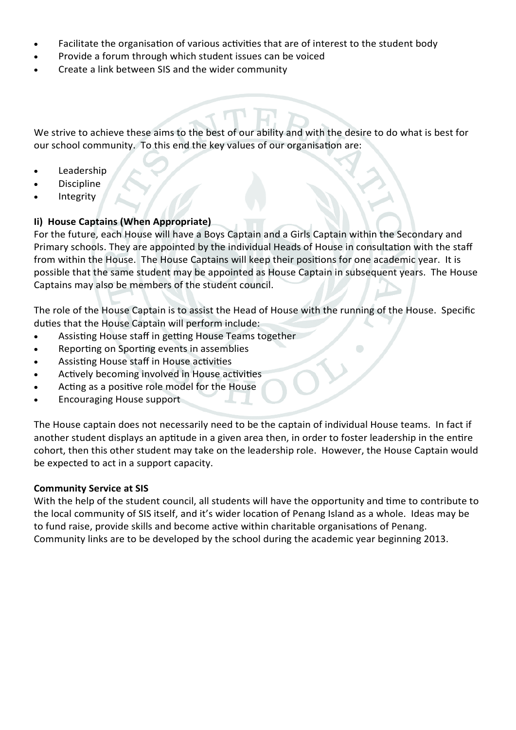- Facilitate the organisation of various activities that are of interest to the student body
- Provide a forum through which student issues can be voiced
- Create a link between SIS and the wider community

We strive to achieve these aims to the best of our ability and with the desire to do what is best for our school community. To this end the key values of our organisation are:

- Leadership
- Discipline
- Integrity

**Ii) House Captains (When Appropriate)**

For the future, each House will have a Boys Captain and a Girls Captain within the Secondary and Primary schools. They are appointed by the individual Heads of House in consultation with the staff from within the House. The House Captains will keep their positions for one academic year. It is possible that the same student may be appointed as House Captain in subsequent years. The House Captains may also be members of the student council.

The role of the House Captain is to assist the Head of House with the running of the House. Specific duties that the House Captain will perform include:

- Assisting House staff in getting House Teams together
- Reporting on Sporting events in assemblies
- Assisting House staff in House activities
- Actively becoming involved in House activities
- Acting as a positive role model for the House
- Encouraging House support

The House captain does not necessarily need to be the captain of individual House teams. In fact if another student displays an aptitude in a given area then, in order to foster leadership in the entire cohort, then this other student may take on the leadership role. However, the House Captain would be expected to act in a support capacity.

**Community Service at SIS**

With the help of the student council, all students will have the opportunity and time to contribute to the local community of SIS itself, and it's wider location of Penang Island as a whole. Ideas may be to fund raise, provide skills and become active within charitable organisations of Penang. Community links are to be developed by the school during the academic year beginning 2013.